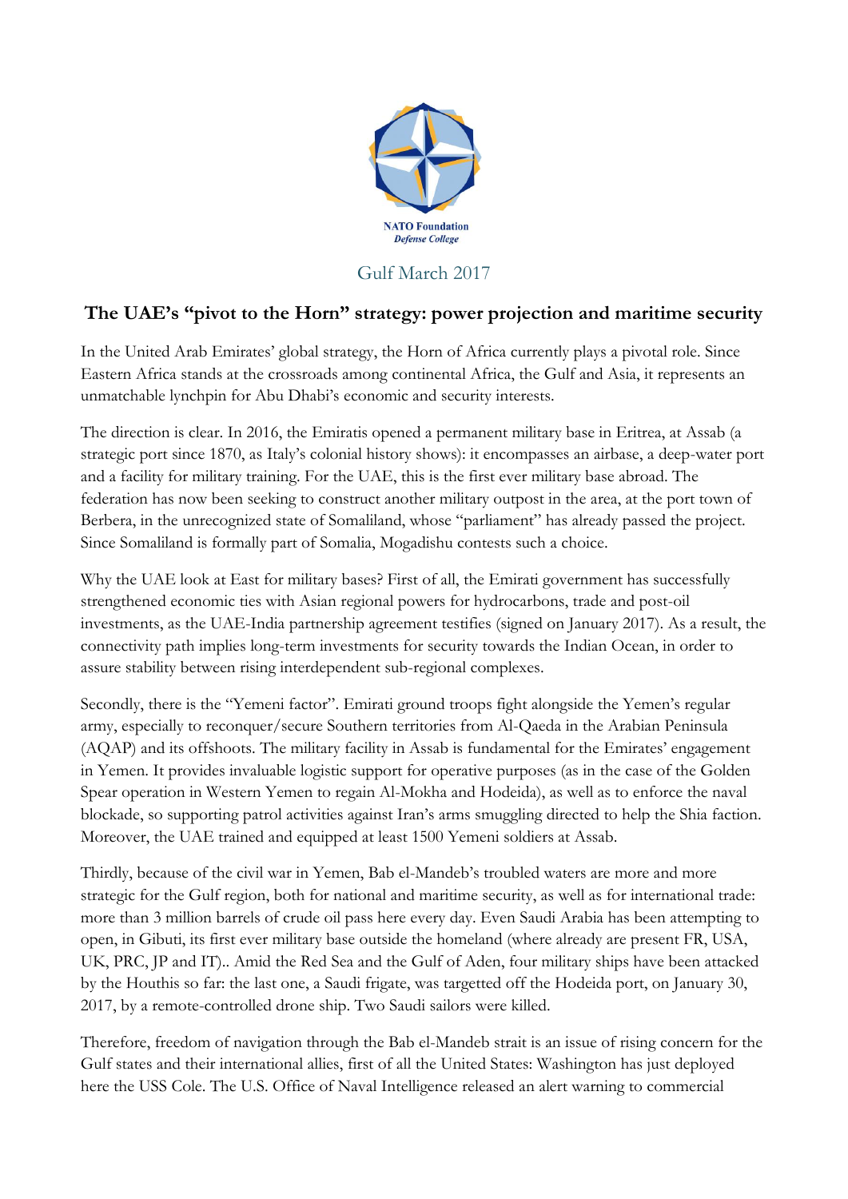NATO Foundation
*Defense College*

Gulf March 2017

## The UAE's "pivot to the Horn" strategy: power projection and maritime security

In the United Arab Emirates' global strategy, the Horn of Africa currently plays a pivotal role. Since Eastern Africa stands at the crossroads among continental Africa, the Gulf and Asia, it represents an unmatchable lynchpin for Abu Dhabi's economic and security interests.

The direction is clear. In 2016, the Emiratis opened a permanent military base in Eritrea, at Assab (a strategic port since 1870, as Italy's colonial history shows): it encompasses an airbase, a deep-water port and a facility for military training. For the UAE, this is the first ever military base abroad. The federation has now been seeking to construct another military outpost in the area, at the port town of Berbera, in the unrecognized state of Somaliland, whose "parliament" has already passed the project. Since Somaliland is formally part of Somalia, Mogadishu contests such a choice.

Why the UAE look at East for military bases? First of all, the Emirati government has successfully strengthened economic ties with Asian regional powers for hydrocarbons, trade and post-oil investments, as the UAE-India partnership agreement testifies (signed on January 2017). As a result, the connectivity path implies long-term investments for security towards the Indian Ocean, in order to assure stability between rising interdependent sub-regional complexes.

Secondly, there is the "Yemeni factor". Emirati ground troops fight alongside the Yemen's regular army, especially to reconquer/secure Southern territories from Al-Qaeda in the Arabian Peninsula (AQAP) and its offshoots. The military facility in Assab is fundamental for the Emirates' engagement in Yemen. It provides invaluable logistic support for operative purposes (as in the case of the Golden Spear operation in Western Yemen to regain Al-Mokha and Hodeida), as well as to enforce the naval blockade, so supporting patrol activities against Iran's arms smuggling directed to help the Shia faction. Moreover, the UAE trained and equipped at least 1500 Yemeni soldiers at Assab.

Thirdly, because of the civil war in Yemen, Bab el-Mandeb's troubled waters are more and more strategic for the Gulf region, both for national and maritime security, as well as for international trade: more than 3 million barrels of crude oil pass here every day. Even Saudi Arabia has been attempting to open, in Gibuti, its first ever military base outside the homeland (where already are present FR, USA, UK, PRC, JP and IT).. Amid the Red Sea and the Gulf of Aden, four military ships have been attacked by the Houthis so far: the last one, a Saudi frigate, was targetted off the Hodeida port, on January 30, 2017, by a remote-controlled drone ship. Two Saudi sailors were killed.

Therefore, freedom of navigation through the Bab el-Mandeb strait is an issue of rising concern for the Gulf states and their international allies, first of all the United States: Washington has just deployed here the USS Cole. The U.S. Office of Naval Intelligence released an alert warning to commercial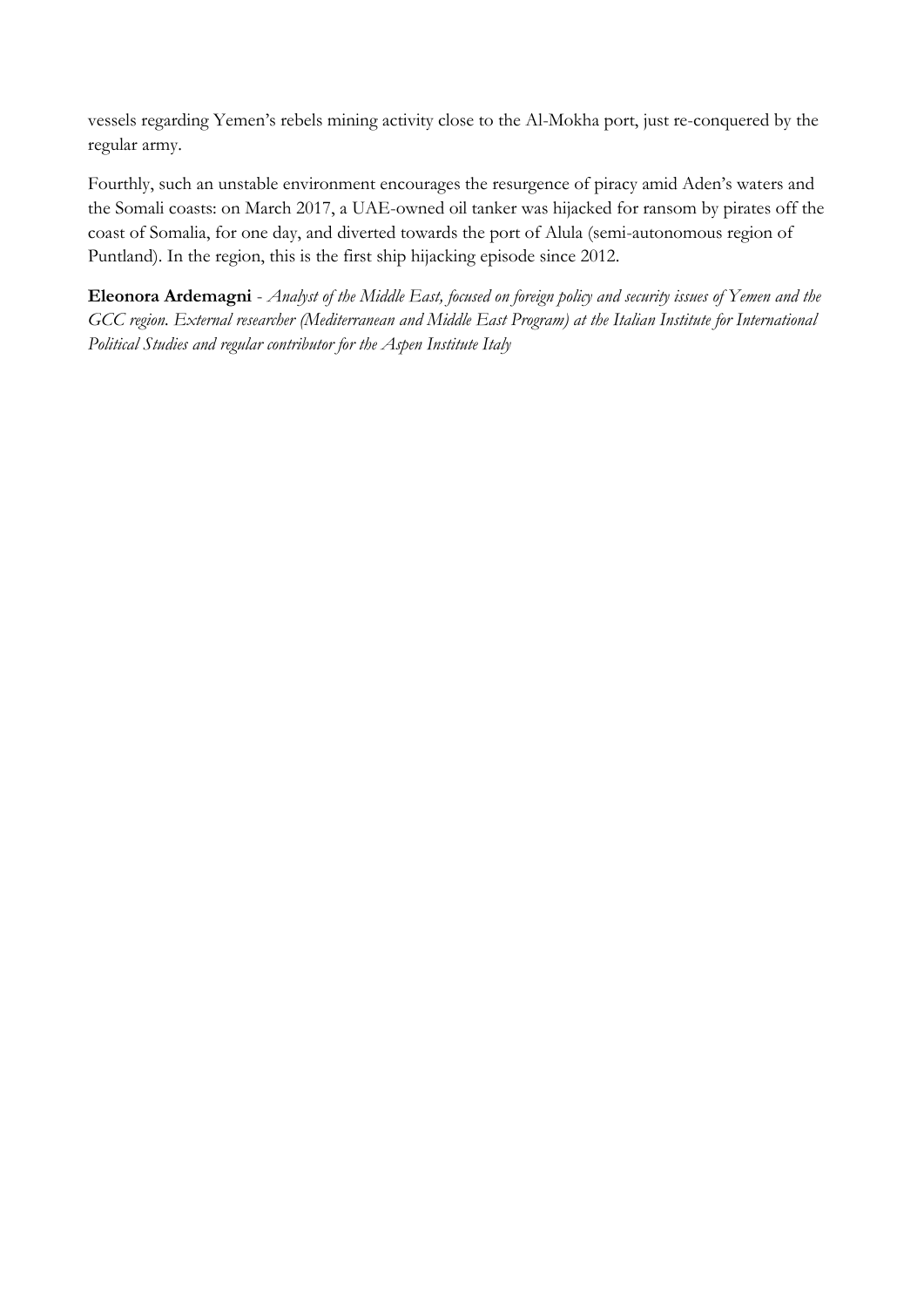vessels regarding Yemen's rebels mining activity close to the Al-Mokha port, just re-conquered by the regular army.

Fourthly, such an unstable environment encourages the resurgence of piracy amid Aden's waters and the Somali coasts: on March 2017, a UAE-owned oil tanker was hijacked for ransom by pirates off the coast of Somalia, for one day, and diverted towards the port of Alula (semi-autonomous region of Puntland). In the region, this is the first ship hijacking episode since 2012.

**Eleonora Ardemagni** - *Analyst of the Middle East, focused on foreign policy and security issues of Yemen and the GCC region. External researcher (Mediterranean and Middle East Program) at the Italian Institute for International Political Studies and regular contributor for the Aspen Institute Italy*